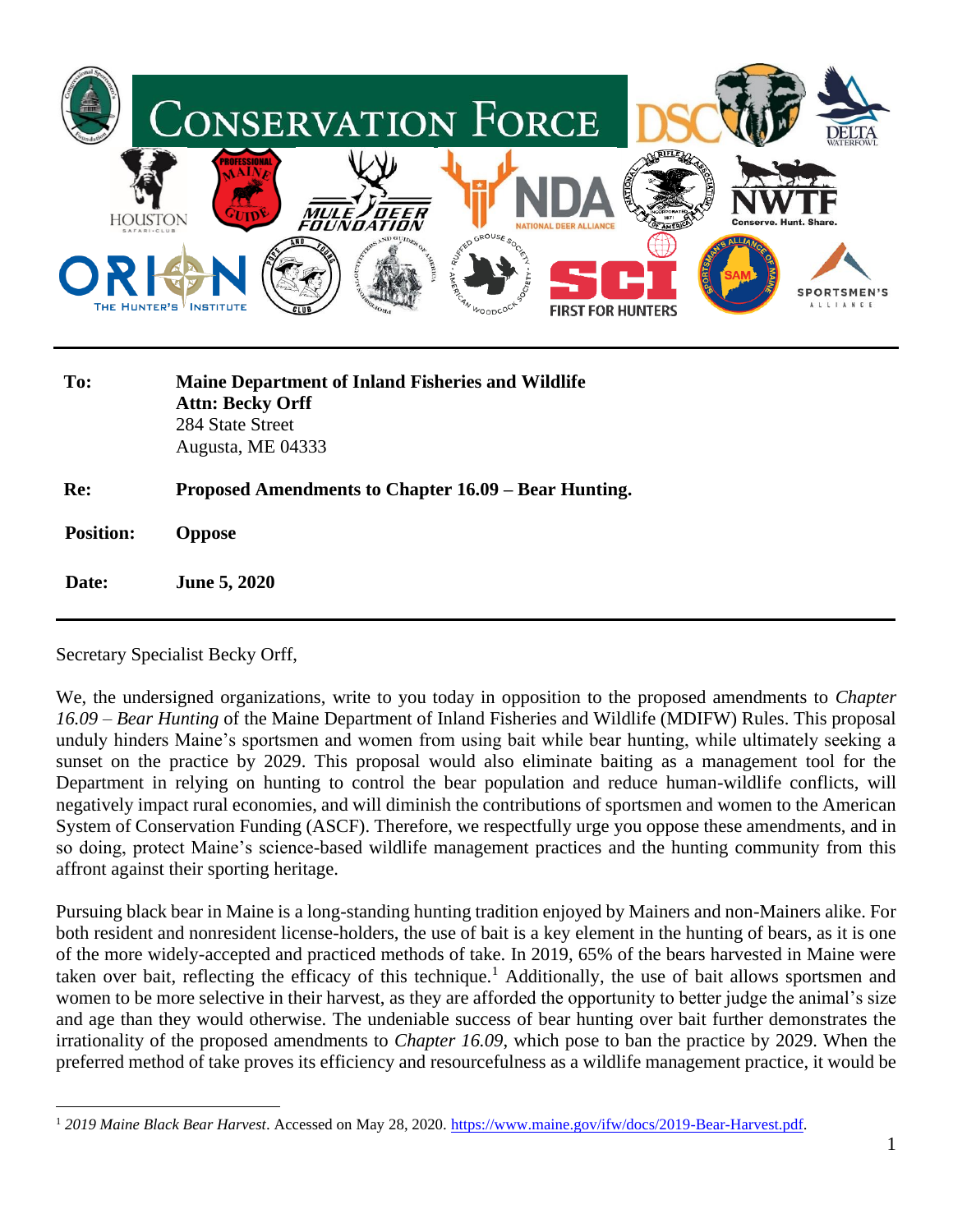Conservation Force

| | |
|---|---|
| **To:** | **Maine Department of Inland Fisheries and Wildlife** <br> **Attn: Becky Orff** <br> 284 State Street <br> Augusta, ME 04333 |
| **Re:** | **Proposed Amendments to Chapter 16.09 – Bear Hunting.** |
| **Position:** | **Oppose** |
| **Date:** | **June 5, 2020** |

Secretary Specialist Becky Orff,

We, the undersigned organizations, write to you today in opposition to the proposed amendments to *Chapter 16.09 – Bear Hunting* of the Maine Department of Inland Fisheries and Wildlife (MDIFW) Rules. This proposal unduly hinders Maine's sportsmen and women from using bait while bear hunting, while ultimately seeking a sunset on the practice by 2029. This proposal would also eliminate baiting as a management tool for the Department in relying on hunting to control the bear population and reduce human-wildlife conflicts, will negatively impact rural economies, and will diminish the contributions of sportsmen and women to the American System of Conservation Funding (ASCF). Therefore, we respectfully urge you oppose these amendments, and in so doing, protect Maine's science-based wildlife management practices and the hunting community from this affront against their sporting heritage.

Pursuing black bear in Maine is a long-standing hunting tradition enjoyed by Mainers and non-Mainers alike. For both resident and nonresident license-holders, the use of bait is a key element in the hunting of bears, as it is one of the more widely-accepted and practiced methods of take. In 2019, 65% of the bears harvested in Maine were taken over bait, reflecting the efficacy of this technique.[1] Additionally, the use of bait allows sportsmen and women to be more selective in their harvest, as they are afforded the opportunity to better judge the animal's size and age than they would otherwise. The undeniable success of bear hunting over bait further demonstrates the irrationality of the proposed amendments to *Chapter 16.09*, which pose to ban the practice by 2029. When the preferred method of take proves its efficiency and resourcefulness as a wildlife management practice, it would be

[1] *2019 Maine Black Bear Harvest*. Accessed on May 28, 2020. https://www.maine.gov/ifw/docs/2019-Bear-Harvest.pdf.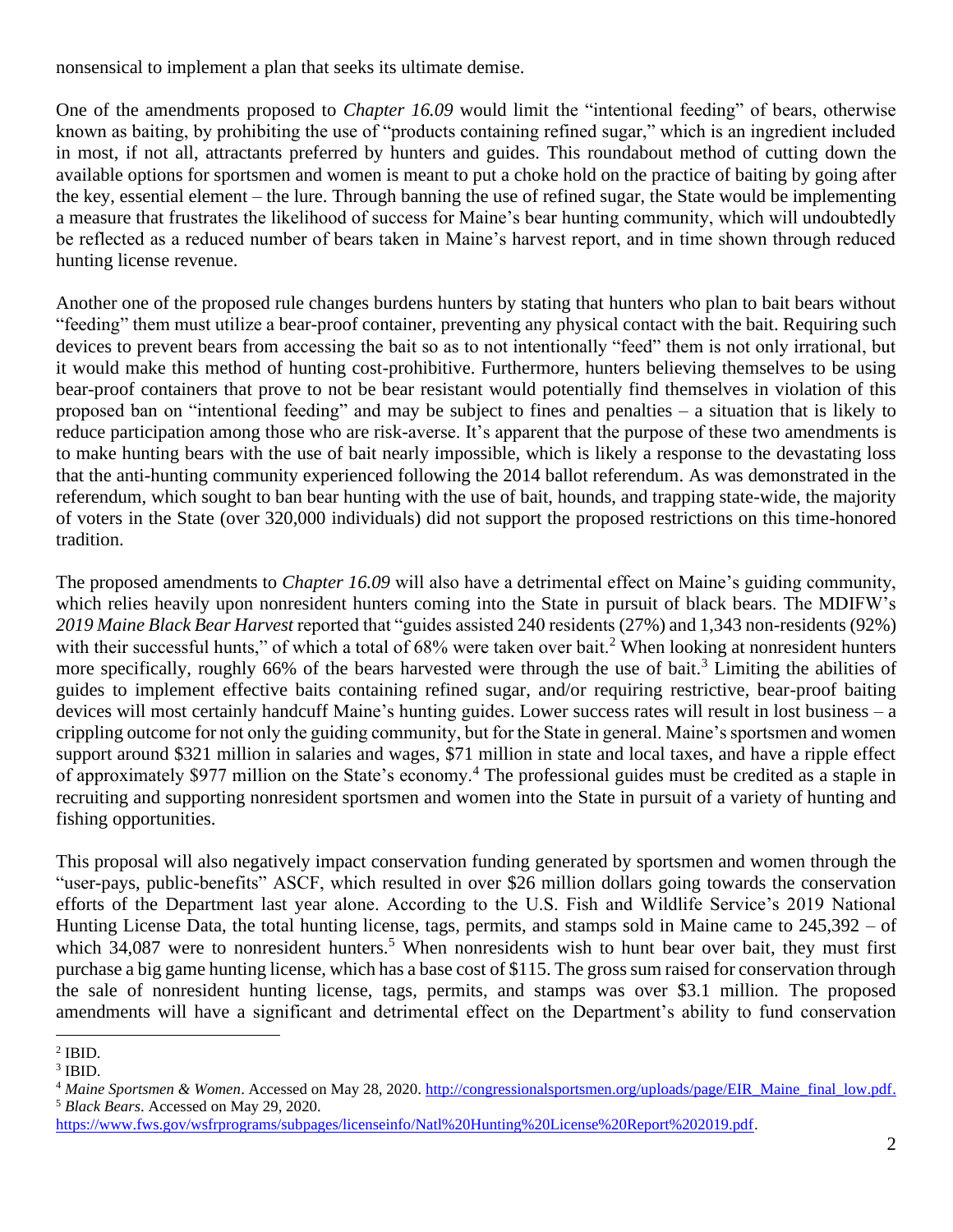nonsensical to implement a plan that seeks its ultimate demise.

One of the amendments proposed to *Chapter 16.09* would limit the "intentional feeding" of bears, otherwise known as baiting, by prohibiting the use of "products containing refined sugar," which is an ingredient included in most, if not all, attractants preferred by hunters and guides. This roundabout method of cutting down the available options for sportsmen and women is meant to put a choke hold on the practice of baiting by going after the key, essential element – the lure. Through banning the use of refined sugar, the State would be implementing a measure that frustrates the likelihood of success for Maine's bear hunting community, which will undoubtedly be reflected as a reduced number of bears taken in Maine's harvest report, and in time shown through reduced hunting license revenue.

Another one of the proposed rule changes burdens hunters by stating that hunters who plan to bait bears without "feeding" them must utilize a bear-proof container, preventing any physical contact with the bait. Requiring such devices to prevent bears from accessing the bait so as to not intentionally "feed" them is not only irrational, but it would make this method of hunting cost-prohibitive. Furthermore, hunters believing themselves to be using bear-proof containers that prove to not be bear resistant would potentially find themselves in violation of this proposed ban on "intentional feeding" and may be subject to fines and penalties – a situation that is likely to reduce participation among those who are risk-averse. It's apparent that the purpose of these two amendments is to make hunting bears with the use of bait nearly impossible, which is likely a response to the devastating loss that the anti-hunting community experienced following the 2014 ballot referendum. As was demonstrated in the referendum, which sought to ban bear hunting with the use of bait, hounds, and trapping state-wide, the majority of voters in the State (over 320,000 individuals) did not support the proposed restrictions on this time-honored tradition.

The proposed amendments to *Chapter 16.09* will also have a detrimental effect on Maine's guiding community, which relies heavily upon nonresident hunters coming into the State in pursuit of black bears. The MDIFW's *2019 Maine Black Bear Harvest* reported that "guides assisted 240 residents (27%) and 1,343 non-residents (92%) with their successful hunts," of which a total of 68% were taken over bait.[2] When looking at nonresident hunters more specifically, roughly 66% of the bears harvested were through the use of bait.[3] Limiting the abilities of guides to implement effective baits containing refined sugar, and/or requiring restrictive, bear-proof baiting devices will most certainly handcuff Maine's hunting guides. Lower success rates will result in lost business – a crippling outcome for not only the guiding community, but for the State in general. Maine's sportsmen and women support around $321 million in salaries and wages, $71 million in state and local taxes, and have a ripple effect of approximately $977 million on the State's economy.[4] The professional guides must be credited as a staple in recruiting and supporting nonresident sportsmen and women into the State in pursuit of a variety of hunting and fishing opportunities.

This proposal will also negatively impact conservation funding generated by sportsmen and women through the "user-pays, public-benefits" ASCF, which resulted in over $26 million dollars going towards the conservation efforts of the Department last year alone. According to the U.S. Fish and Wildlife Service's 2019 National Hunting License Data, the total hunting license, tags, permits, and stamps sold in Maine came to 245,392 – of which 34,087 were to nonresident hunters.[5] When nonresidents wish to hunt bear over bait, they must first purchase a big game hunting license, which has a base cost of $115. The gross sum raised for conservation through the sale of nonresident hunting license, tags, permits, and stamps was over $3.1 million. The proposed amendments will have a significant and detrimental effect on the Department's ability to fund conservation

---

[2] IBID.

[3] IBID.

[4] *Maine Sportsmen & Women*. Accessed on May 28, 2020. http://congressionalsportsmen.org/uploads/page/EIR_Maine_final_low.pdf.

[5] *Black Bears*. Accessed on May 29, 2020. https://www.fws.gov/wsfrprograms/subpages/licenseinfo/Natl%20Hunting%20License%20Report%202019.pdf.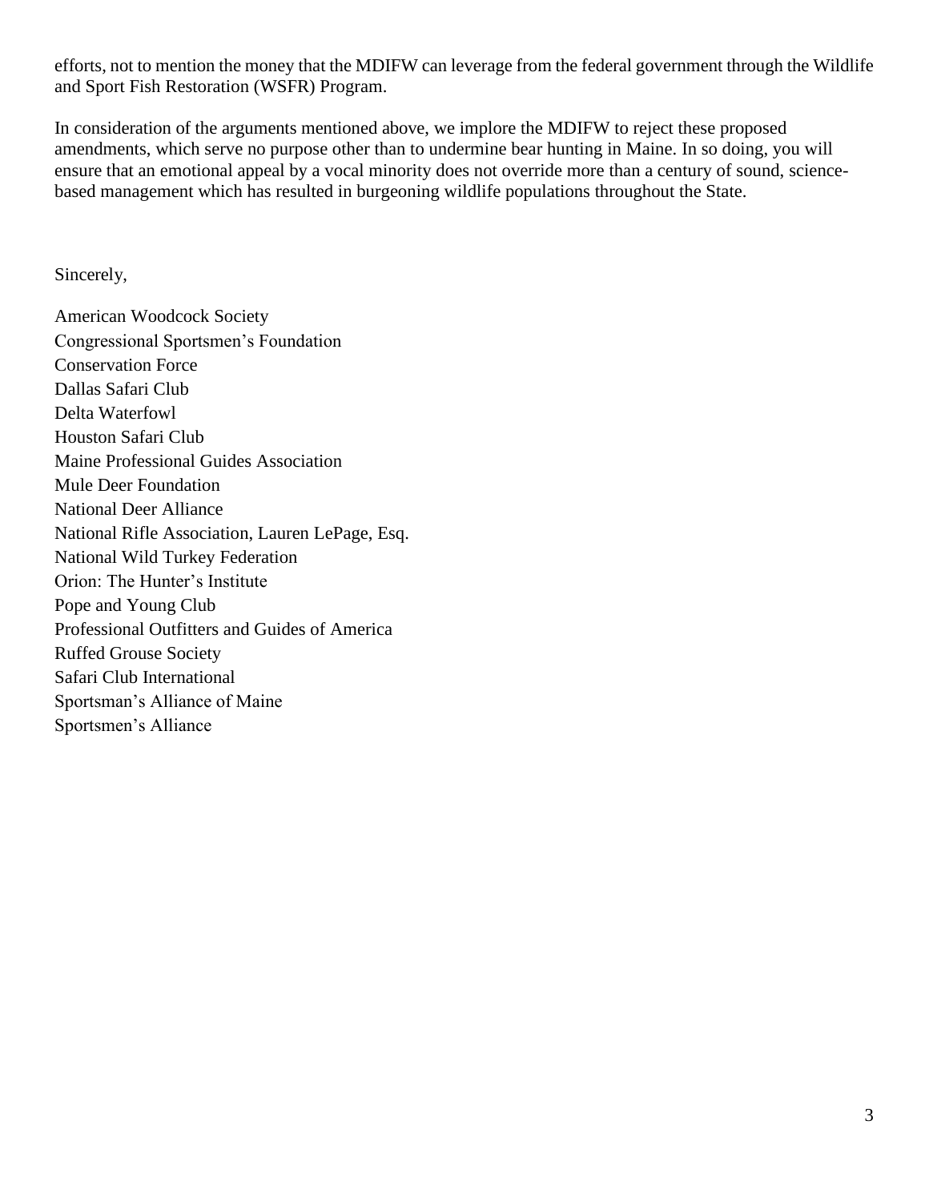efforts, not to mention the money that the MDIFW can leverage from the federal government through the Wildlife and Sport Fish Restoration (WSFR) Program.

In consideration of the arguments mentioned above, we implore the MDIFW to reject these proposed amendments, which serve no purpose other than to undermine bear hunting in Maine. In so doing, you will ensure that an emotional appeal by a vocal minority does not override more than a century of sound, science-based management which has resulted in burgeoning wildlife populations throughout the State.

Sincerely,

American Woodcock Society
Congressional Sportsmen's Foundation
Conservation Force
Dallas Safari Club
Delta Waterfowl
Houston Safari Club
Maine Professional Guides Association
Mule Deer Foundation
National Deer Alliance
National Rifle Association, Lauren LePage, Esq.
National Wild Turkey Federation
Orion: The Hunter's Institute
Pope and Young Club
Professional Outfitters and Guides of America
Ruffed Grouse Society
Safari Club International
Sportsman's Alliance of Maine
Sportsmen's Alliance